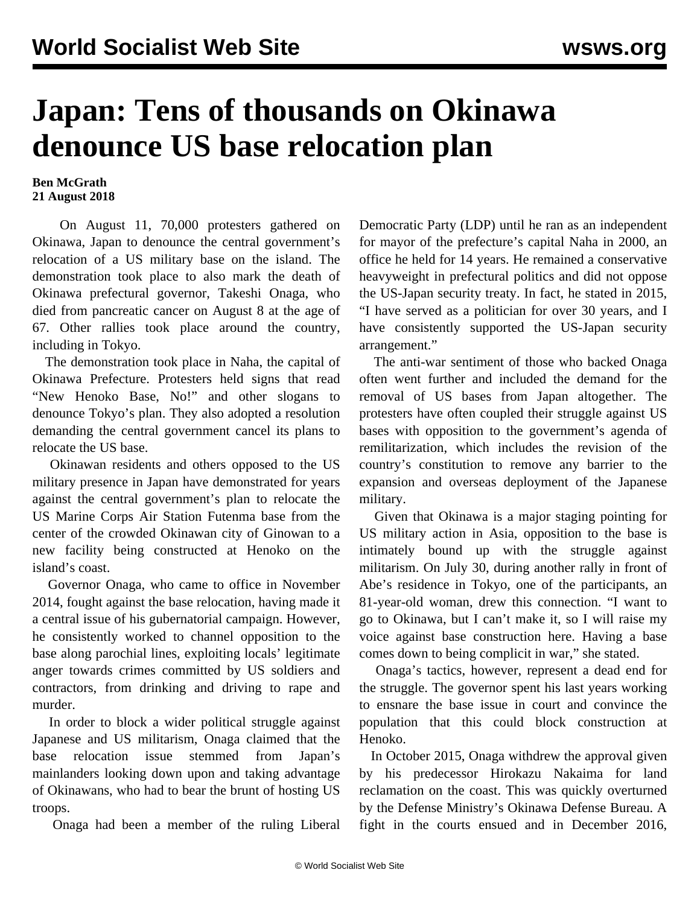# Japan: Tens of thousands on Okinawa denounce US base relocation plan

**Ben McGrath**
**21 August 2018**

On August 11, 70,000 protesters gathered on Okinawa, Japan to denounce the central government's relocation of a US military base on the island. The demonstration took place to also mark the death of Okinawa prefectural governor, Takeshi Onaga, who died from pancreatic cancer on August 8 at the age of 67. Other rallies took place around the country, including in Tokyo.

The demonstration took place in Naha, the capital of Okinawa Prefecture. Protesters held signs that read "New Henoko Base, No!" and other slogans to denounce Tokyo's plan. They also adopted a resolution demanding the central government cancel its plans to relocate the US base.

Okinawan residents and others opposed to the US military presence in Japan have demonstrated for years against the central government's plan to relocate the US Marine Corps Air Station Futenma base from the center of the crowded Okinawan city of Ginowan to a new facility being constructed at Henoko on the island's coast.

Governor Onaga, who came to office in November 2014, fought against the base relocation, having made it a central issue of his gubernatorial campaign. However, he consistently worked to channel opposition to the base along parochial lines, exploiting locals' legitimate anger towards crimes committed by US soldiers and contractors, from drinking and driving to rape and murder.

In order to block a wider political struggle against Japanese and US militarism, Onaga claimed that the base relocation issue stemmed from Japan's mainlanders looking down upon and taking advantage of Okinawans, who had to bear the brunt of hosting US troops.

Onaga had been a member of the ruling Liberal Democratic Party (LDP) until he ran as an independent for mayor of the prefecture's capital Naha in 2000, an office he held for 14 years. He remained a conservative heavyweight in prefectural politics and did not oppose the US-Japan security treaty. In fact, he stated in 2015, "I have served as a politician for over 30 years, and I have consistently supported the US-Japan security arrangement."

The anti-war sentiment of those who backed Onaga often went further and included the demand for the removal of US bases from Japan altogether. The protesters have often coupled their struggle against US bases with opposition to the government's agenda of remilitarization, which includes the revision of the country's constitution to remove any barrier to the expansion and overseas deployment of the Japanese military.

Given that Okinawa is a major staging pointing for US military action in Asia, opposition to the base is intimately bound up with the struggle against militarism. On July 30, during another rally in front of Abe's residence in Tokyo, one of the participants, an 81-year-old woman, drew this connection. "I want to go to Okinawa, but I can't make it, so I will raise my voice against base construction here. Having a base comes down to being complicit in war," she stated.

Onaga's tactics, however, represent a dead end for the struggle. The governor spent his last years working to ensnare the base issue in court and convince the population that this could block construction at Henoko.

In October 2015, Onaga withdrew the approval given by his predecessor Hirokazu Nakaima for land reclamation on the coast. This was quickly overturned by the Defense Ministry's Okinawa Defense Bureau. A fight in the courts ensued and in December 2016,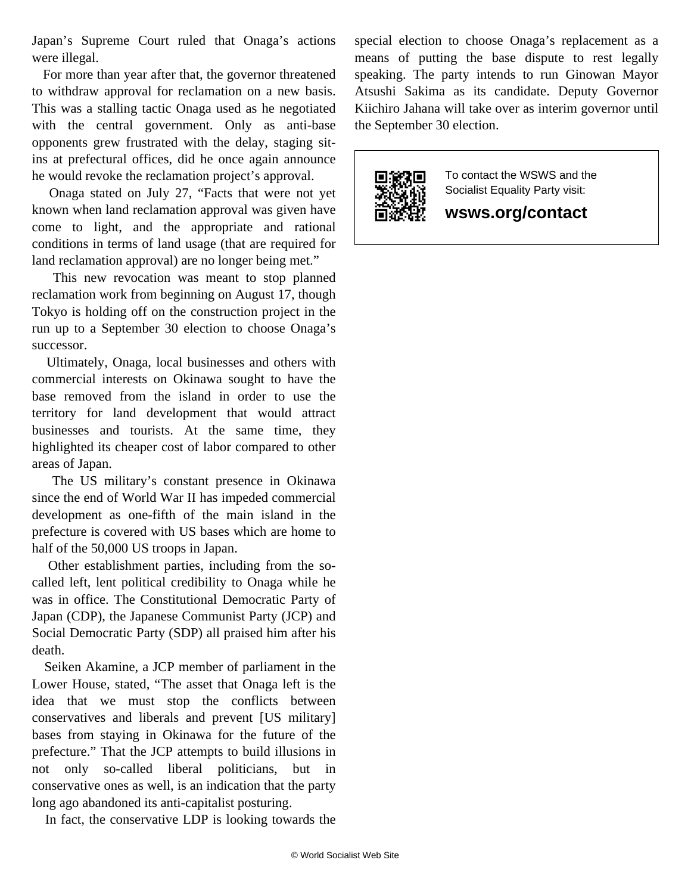Japan's Supreme Court ruled that Onaga's actions were illegal.

For more than year after that, the governor threatened to withdraw approval for reclamation on a new basis. This was a stalling tactic Onaga used as he negotiated with the central government. Only as anti-base opponents grew frustrated with the delay, staging sit-ins at prefectural offices, did he once again announce he would revoke the reclamation project's approval.

Onaga stated on July 27, "Facts that were not yet known when land reclamation approval was given have come to light, and the appropriate and rational conditions in terms of land usage (that are required for land reclamation approval) are no longer being met."

This new revocation was meant to stop planned reclamation work from beginning on August 17, though Tokyo is holding off on the construction project in the run up to a September 30 election to choose Onaga's successor.

Ultimately, Onaga, local businesses and others with commercial interests on Okinawa sought to have the base removed from the island in order to use the territory for land development that would attract businesses and tourists. At the same time, they highlighted its cheaper cost of labor compared to other areas of Japan.

The US military's constant presence in Okinawa since the end of World War II has impeded commercial development as one-fifth of the main island in the prefecture is covered with US bases which are home to half of the 50,000 US troops in Japan.

Other establishment parties, including from the so-called left, lent political credibility to Onaga while he was in office. The Constitutional Democratic Party of Japan (CDP), the Japanese Communist Party (JCP) and Social Democratic Party (SDP) all praised him after his death.

Seiken Akamine, a JCP member of parliament in the Lower House, stated, "The asset that Onaga left is the idea that we must stop the conflicts between conservatives and liberals and prevent [US military] bases from staying in Okinawa for the future of the prefecture." That the JCP attempts to build illusions in not only so-called liberal politicians, but in conservative ones as well, is an indication that the party long ago abandoned its anti-capitalist posturing.

In fact, the conservative LDP is looking towards the special election to choose Onaga's replacement as a means of putting the base dispute to rest legally speaking. The party intends to run Ginowan Mayor Atsushi Sakima as its candidate. Deputy Governor Kiichiro Jahana will take over as interim governor until the September 30 election.

To contact the WSWS and the Socialist Equality Party visit:

**wsws.org/contact**